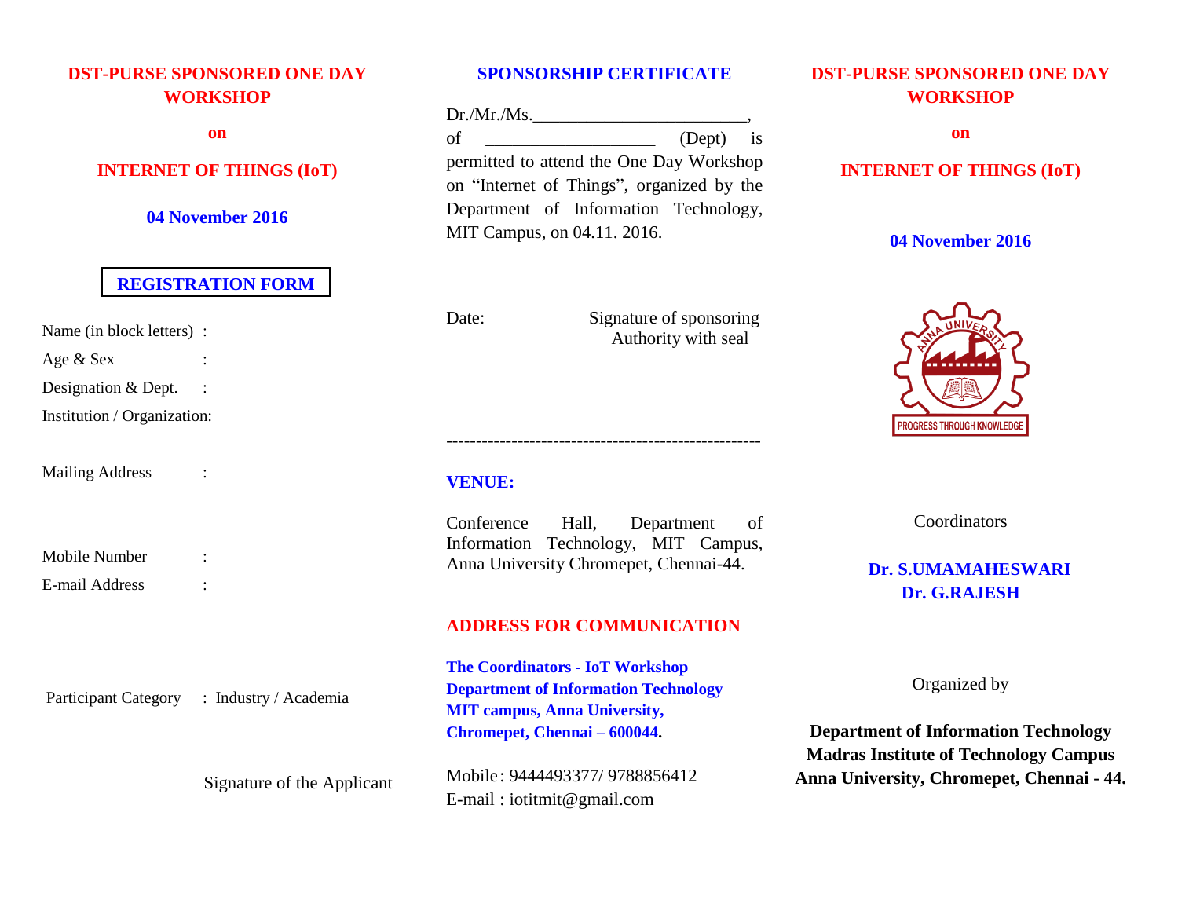## DST-PURSE SPONSORED ONE DAY WORKSHOP

**on**

## INTERNET OF THINGS (IoT)

**04 November 2016**

### REGISTRATION FORM

Name (in block letters) :

Age & Sex :

Designation & Dept. :

Institution / Organization:

Mailing Address :

Mobile Number :

E-mail Address :

Participant Category : Industry / Academia

Signature of the Applicant

### SPONSORSHIP CERTIFICATE

Dr./Mr./Ms.________________________, of ___________________ (Dept) is permitted to attend the One Day Workshop on "Internet of Things", organized by the Department of Information Technology, MIT Campus, on 04.11. 2016.

Date: Signature of sponsoring Authority with seal

-----------------------------------------------------

### VENUE:

Conference Hall, Department of Information Technology, MIT Campus, Anna University Chromepet, Chennai-44.

### ADDRESS FOR COMMUNICATION

**The Coordinators - IoT Workshop**
**Department of Information Technology**
**MIT campus, Anna University,**
**Chromepet, Chennai – 600044.**

Mobile: 9444493377/ 9788856412
E-mail : iotitmit@gmail.com

## DST-PURSE SPONSORED ONE DAY WORKSHOP

**on**

## INTERNET OF THINGS (IoT)

**04 November 2016**

ANNA UNIVERSITY
PROGRESS THROUGH KNOWLEDGE

Coordinators

**Dr. S.UMAMAHESWARI**
**Dr. G.RAJESH**

Organized by

**Department of Information Technology**
**Madras Institute of Technology Campus**
**Anna University, Chromepet, Chennai - 44.**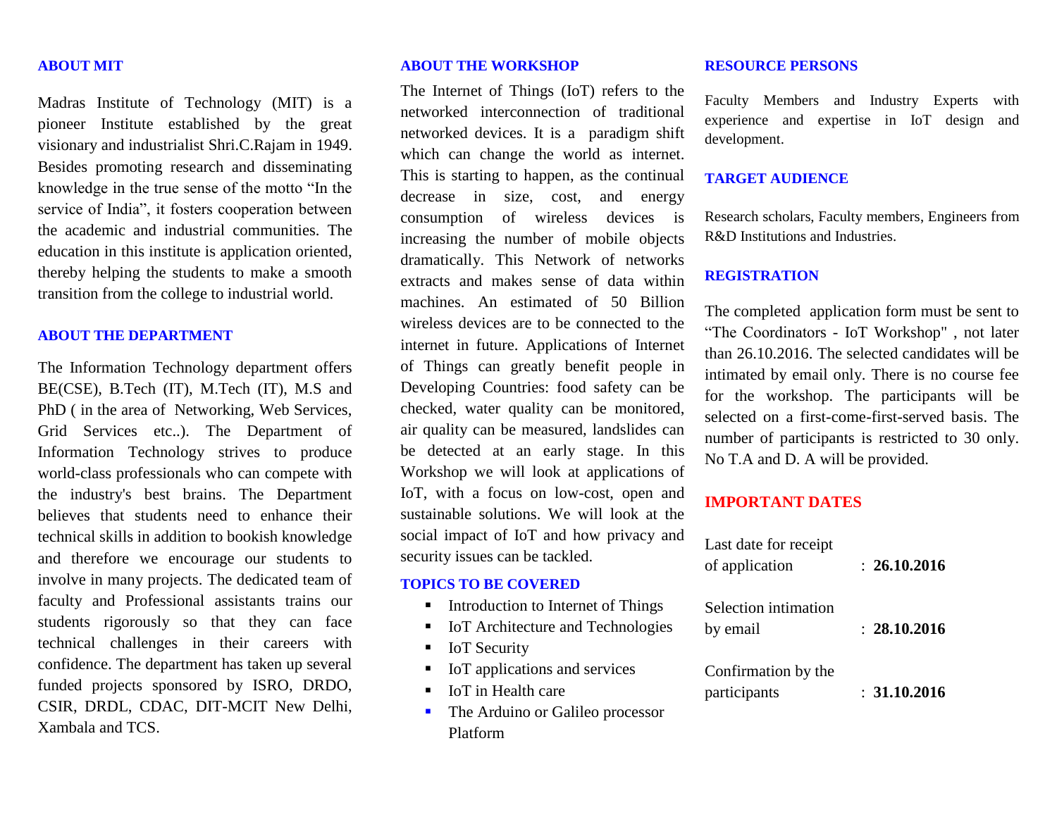## ABOUT MIT

Madras Institute of Technology (MIT) is a pioneer Institute established by the great visionary and industrialist Shri.C.Rajam in 1949. Besides promoting research and disseminating knowledge in the true sense of the motto "In the service of India", it fosters cooperation between the academic and industrial communities. The education in this institute is application oriented, thereby helping the students to make a smooth transition from the college to industrial world.

## ABOUT THE DEPARTMENT

The Information Technology department offers BE(CSE), B.Tech (IT), M.Tech (IT), M.S and PhD ( in the area of Networking, Web Services, Grid Services etc..). The Department of Information Technology strives to produce world-class professionals who can compete with the industry's best brains. The Department believes that students need to enhance their technical skills in addition to bookish knowledge and therefore we encourage our students to involve in many projects. The dedicated team of faculty and Professional assistants trains our students rigorously so that they can face technical challenges in their careers with confidence. The department has taken up several funded projects sponsored by ISRO, DRDO, CSIR, DRDL, CDAC, DIT-MCIT New Delhi, Xambala and TCS.

## ABOUT THE WORKSHOP

The Internet of Things (IoT) refers to the networked interconnection of traditional networked devices. It is a paradigm shift which can change the world as internet. This is starting to happen, as the continual decrease in size, cost, and energy consumption of wireless devices is increasing the number of mobile objects dramatically. This Network of networks extracts and makes sense of data within machines. An estimated of 50 Billion wireless devices are to be connected to the internet in future. Applications of Internet of Things can greatly benefit people in Developing Countries: food safety can be checked, water quality can be monitored, air quality can be measured, landslides can be detected at an early stage. In this Workshop we will look at applications of IoT, with a focus on low-cost, open and sustainable solutions. We will look at the social impact of IoT and how privacy and security issues can be tackled.

## TOPICS TO BE COVERED

- Introduction to Internet of Things
- IoT Architecture and Technologies
- IoT Security
- IoT applications and services
- IoT in Health care
- The Arduino or Galileo processor Platform

## RESOURCE PERSONS

Faculty Members and Industry Experts with experience and expertise in IoT design and development.

## TARGET AUDIENCE

Research scholars, Faculty members, Engineers from R&D Institutions and Industries.

## REGISTRATION

The completed application form must be sent to "The Coordinators - IoT Workshop" , not later than 26.10.2016. The selected candidates will be intimated by email only. There is no course fee for the workshop. The participants will be selected on a first-come-first-served basis. The number of participants is restricted to 30 only. No T.A and D. A will be provided.

## IMPORTANT DATES

| | |
|---|---|
| Last date for receipt of application | : **26.10.2016** |
| Selection intimation by email | : **28.10.2016** |
| Confirmation by the participants | : **31.10.2016** |